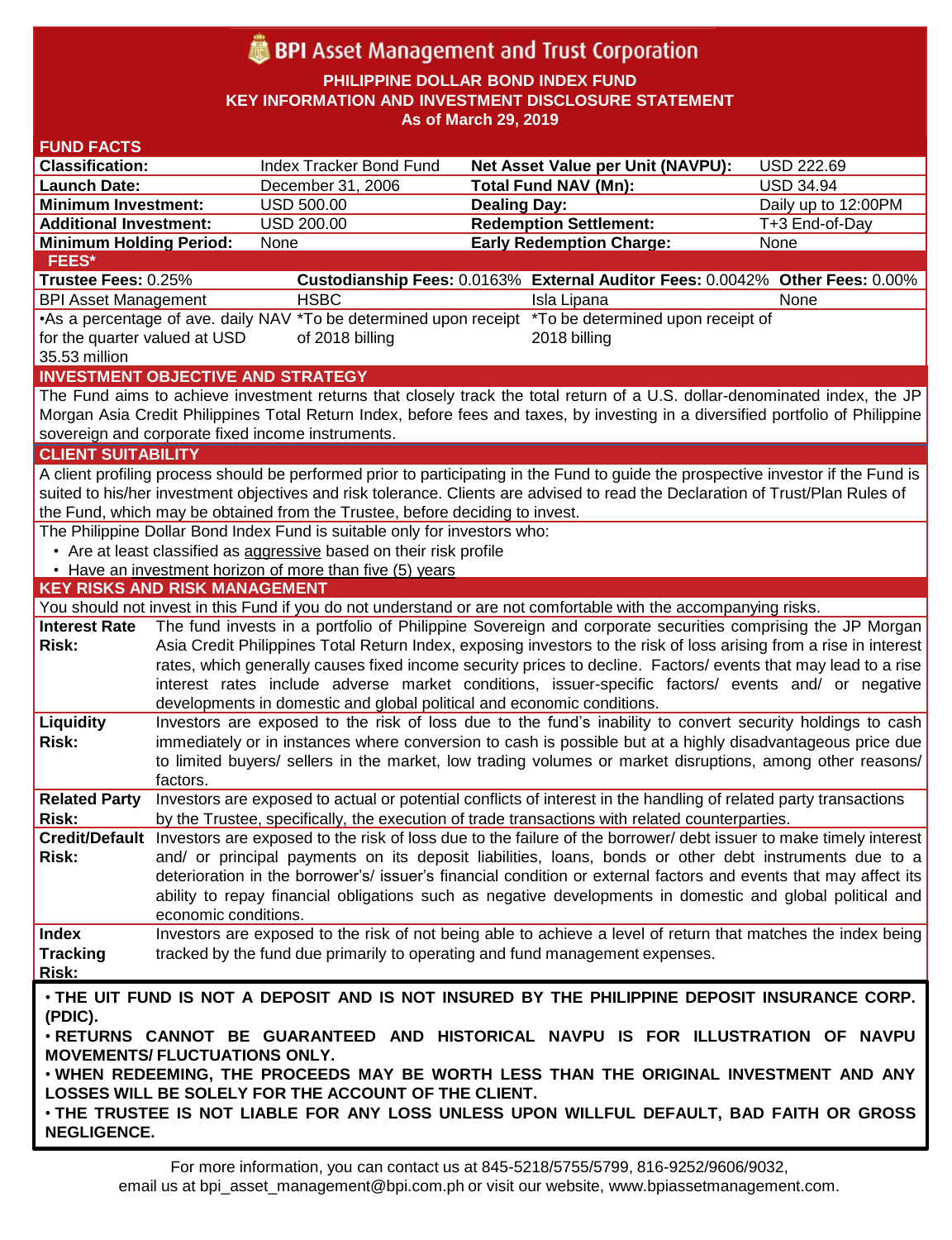# BPI Asset Management and Trust Corporation

**PHILIPPINE DOLLAR BOND INDEX FUND**
**KEY INFORMATION AND INVESTMENT DISCLOSURE STATEMENT**
**As of March 29, 2019**

## FUND FACTS

| | | | |
|---|---|---|---|
| **Classification:** | Index Tracker Bond Fund | **Net Asset Value per Unit (NAVPU):** | USD 222.69 |
| **Launch Date:** | December 31, 2006 | **Total Fund NAV (Mn):** | USD 34.94 |
| **Minimum Investment:** | USD 500.00 | **Dealing Day:** | Daily up to 12:00PM |
| **Additional Investment:** | USD 200.00 | **Redemption Settlement:** | T+3 End-of-Day |
| **Minimum Holding Period:** | None | **Early Redemption Charge:** | None |

## FEES*

| **Trustee Fees:** 0.25% | **Custodianship Fees:** 0.0163% | **External Auditor Fees:** 0.0042% | **Other Fees:** 0.00% |
|---|---|---|---|
| BPI Asset Management | HSBC | Isla Lipana | None |
| •As a percentage of ave. daily NAV for the quarter valued at USD 35.53 million | *To be determined upon receipt of 2018 billing | *To be determined upon receipt of 2018 billing | |

## INVESTMENT OBJECTIVE AND STRATEGY

The Fund aims to achieve investment returns that closely track the total return of a U.S. dollar-denominated index, the JP Morgan Asia Credit Philippines Total Return Index, before fees and taxes, by investing in a diversified portfolio of Philippine sovereign and corporate fixed income instruments.

## CLIENT SUITABILITY

A client profiling process should be performed prior to participating in the Fund to guide the prospective investor if the Fund is suited to his/her investment objectives and risk tolerance. Clients are advised to read the Declaration of Trust/Plan Rules of the Fund, which may be obtained from the Trustee, before deciding to invest.

The Philippine Dollar Bond Index Fund is suitable only for investors who:

- Are at least classified as aggressive based on their risk profile
- Have an investment horizon of more than five (5) years

## KEY RISKS AND RISK MANAGEMENT

You should not invest in this Fund if you do not understand or are not comfortable with the accompanying risks.

| | |
|---|---|
| **Interest Rate Risk:** | The fund invests in a portfolio of Philippine Sovereign and corporate securities comprising the JP Morgan Asia Credit Philippines Total Return Index, exposing investors to the risk of loss arising from a rise in interest rates, which generally causes fixed income security prices to decline. Factors/ events that may lead to a rise interest rates include adverse market conditions, issuer-specific factors/ events and/ or negative developments in domestic and global political and economic conditions. |
| **Liquidity Risk:** | Investors are exposed to the risk of loss due to the fund's inability to convert security holdings to cash immediately or in instances where conversion to cash is possible but at a highly disadvantageous price due to limited buyers/ sellers in the market, low trading volumes or market disruptions, among other reasons/ factors. |
| **Related Party Risk:** | Investors are exposed to actual or potential conflicts of interest in the handling of related party transactions by the Trustee, specifically, the execution of trade transactions with related counterparties. |
| **Credit/Default Risk:** | Investors are exposed to the risk of loss due to the failure of the borrower/ debt issuer to make timely interest and/ or principal payments on its deposit liabilities, loans, bonds or other debt instruments due to a deterioration in the borrower's/ issuer's financial condition or external factors and events that may affect its ability to repay financial obligations such as negative developments in domestic and global political and economic conditions. |
| **Index Tracking Risk:** | Investors are exposed to the risk of not being able to achieve a level of return that matches the index being tracked by the fund due primarily to operating and fund management expenses. |

- **THE UIT FUND IS NOT A DEPOSIT AND IS NOT INSURED BY THE PHILIPPINE DEPOSIT INSURANCE CORP. (PDIC).**
- **RETURNS CANNOT BE GUARANTEED AND HISTORICAL NAVPU IS FOR ILLUSTRATION OF NAVPU MOVEMENTS/ FLUCTUATIONS ONLY.**
- **WHEN REDEEMING, THE PROCEEDS MAY BE WORTH LESS THAN THE ORIGINAL INVESTMENT AND ANY LOSSES WILL BE SOLELY FOR THE ACCOUNT OF THE CLIENT.**
- **THE TRUSTEE IS NOT LIABLE FOR ANY LOSS UNLESS UPON WILLFUL DEFAULT, BAD FAITH OR GROSS NEGLIGENCE.**

For more information, you can contact us at 845-5218/5755/5799, 816-9252/9606/9032, email us at bpi_asset_management@bpi.com.ph or visit our website, www.bpiassetmanagement.com.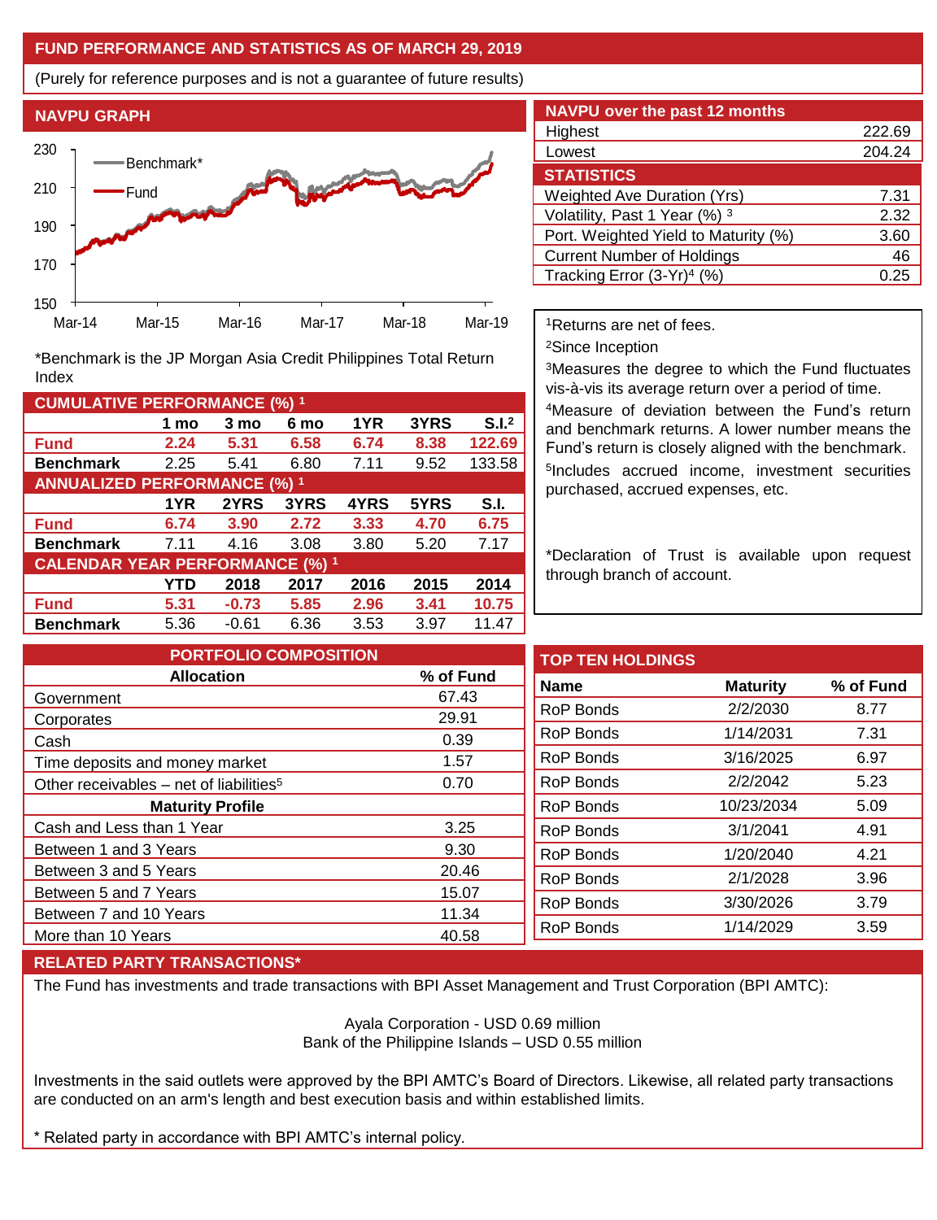## FUND PERFORMANCE AND STATISTICS AS OF MARCH 29, 2019

(Purely for reference purposes and is not a guarantee of future results)

### NAVPU GRAPH

*Benchmark is the JP Morgan Asia Credit Philippines Total Return Index

### NAVPU over the past 12 months

| | |
|---|---|
| Highest | 222.69 |
| Lowest | 204.24 |

### STATISTICS

| | |
|---|---|
| Weighted Ave Duration (Yrs) | 7.31 |
| Volatility, Past 1 Year (%) [3] | 2.32 |
| Port. Weighted Yield to Maturity (%) | 3.60 |
| Current Number of Holdings | 46 |
| Tracking Error (3-Yr)[4] (%) | 0.25 |

### CUMULATIVE PERFORMANCE (%) [1]

| | 1 mo | 3 mo | 6 mo | 1YR | 3YRS | S.I.[2] |
|---|---|---|---|---|---|---|
| **Fund** | **2.24** | **5.31** | **6.58** | **6.74** | **8.38** | **122.69** |
| **Benchmark** | 2.25 | 5.41 | 6.80 | 7.11 | 9.52 | 133.58 |

### ANNUALIZED PERFORMANCE (%) [1]

| | 1YR | 2YRS | 3YRS | 4YRS | 5YRS | S.I. |
|---|---|---|---|---|---|---|
| **Fund** | **6.74** | **3.90** | **2.72** | **3.33** | **4.70** | **6.75** |
| **Benchmark** | 7.11 | 4.16 | 3.08 | 3.80 | 5.20 | 7.17 |

### CALENDAR YEAR PERFORMANCE (%) [1]

| | YTD | 2018 | 2017 | 2016 | 2015 | 2014 |
|---|---|---|---|---|---|---|
| **Fund** | **5.31** | **-0.73** | **5.85** | **2.96** | **3.41** | **10.75** |
| **Benchmark** | 5.36 | -0.61 | 6.36 | 3.53 | 3.97 | 11.47 |

[1]Returns are net of fees.

[2]Since Inception

[3]Measures the degree to which the Fund fluctuates vis-à-vis its average return over a period of time.

[4]Measure of deviation between the Fund's return and benchmark returns. A lower number means the Fund's return is closely aligned with the benchmark.

[5]Includes accrued income, investment securities purchased, accrued expenses, etc.

*Declaration of Trust is available upon request through branch of account.

### PORTFOLIO COMPOSITION

| Allocation | % of Fund |
|---|---|
| Government | 67.43 |
| Corporates | 29.91 |
| Cash | 0.39 |
| Time deposits and money market | 1.57 |
| Other receivables – net of liabilities[5] | 0.70 |
| **Maturity Profile** | |
| Cash and Less than 1 Year | 3.25 |
| Between 1 and 3 Years | 9.30 |
| Between 3 and 5 Years | 20.46 |
| Between 5 and 7 Years | 15.07 |
| Between 7 and 10 Years | 11.34 |
| More than 10 Years | 40.58 |

### TOP TEN HOLDINGS

| Name | Maturity | % of Fund |
|---|---|---|
| RoP Bonds | 2/2/2030 | 8.77 |
| RoP Bonds | 1/14/2031 | 7.31 |
| RoP Bonds | 3/16/2025 | 6.97 |
| RoP Bonds | 2/2/2042 | 5.23 |
| RoP Bonds | 10/23/2034 | 5.09 |
| RoP Bonds | 3/1/2041 | 4.91 |
| RoP Bonds | 1/20/2040 | 4.21 |
| RoP Bonds | 2/1/2028 | 3.96 |
| RoP Bonds | 3/30/2026 | 3.79 |
| RoP Bonds | 1/14/2029 | 3.59 |

### RELATED PARTY TRANSACTIONS*

The Fund has investments and trade transactions with BPI Asset Management and Trust Corporation (BPI AMTC):

Ayala Corporation - USD 0.69 million
Bank of the Philippine Islands – USD 0.55 million

Investments in the said outlets were approved by the BPI AMTC's Board of Directors. Likewise, all related party transactions are conducted on an arm's length and best execution basis and within established limits.

* Related party in accordance with BPI AMTC's internal policy.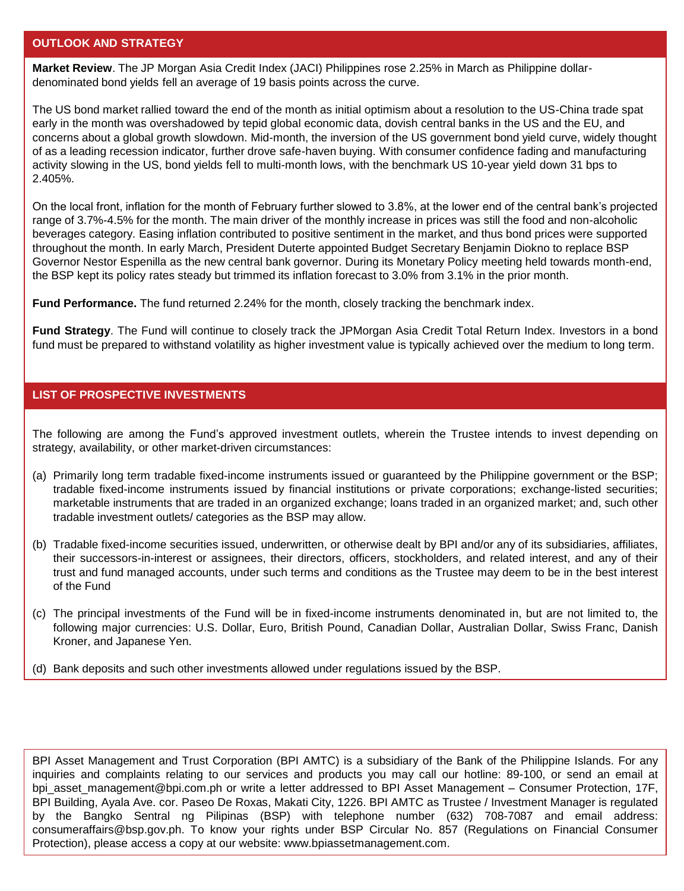## OUTLOOK AND STRATEGY

**Market Review**. The JP Morgan Asia Credit Index (JACI) Philippines rose 2.25% in March as Philippine dollar-denominated bond yields fell an average of 19 basis points across the curve.

The US bond market rallied toward the end of the month as initial optimism about a resolution to the US-China trade spat early in the month was overshadowed by tepid global economic data, dovish central banks in the US and the EU, and concerns about a global growth slowdown. Mid-month, the inversion of the US government bond yield curve, widely thought of as a leading recession indicator, further drove safe-haven buying. With consumer confidence fading and manufacturing activity slowing in the US, bond yields fell to multi-month lows, with the benchmark US 10-year yield down 31 bps to 2.405%.

On the local front, inflation for the month of February further slowed to 3.8%, at the lower end of the central bank's projected range of 3.7%-4.5% for the month. The main driver of the monthly increase in prices was still the food and non-alcoholic beverages category. Easing inflation contributed to positive sentiment in the market, and thus bond prices were supported throughout the month. In early March, President Duterte appointed Budget Secretary Benjamin Diokno to replace BSP Governor Nestor Espenilla as the new central bank governor. During its Monetary Policy meeting held towards month-end, the BSP kept its policy rates steady but trimmed its inflation forecast to 3.0% from 3.1% in the prior month.

**Fund Performance.** The fund returned 2.24% for the month, closely tracking the benchmark index.

**Fund Strategy**. The Fund will continue to closely track the JPMorgan Asia Credit Total Return Index. Investors in a bond fund must be prepared to withstand volatility as higher investment value is typically achieved over the medium to long term.

## LIST OF PROSPECTIVE INVESTMENTS

The following are among the Fund's approved investment outlets, wherein the Trustee intends to invest depending on strategy, availability, or other market-driven circumstances:

(a) Primarily long term tradable fixed-income instruments issued or guaranteed by the Philippine government or the BSP; tradable fixed-income instruments issued by financial institutions or private corporations; exchange-listed securities; marketable instruments that are traded in an organized exchange; loans traded in an organized market; and, such other tradable investment outlets/ categories as the BSP may allow.

(b) Tradable fixed-income securities issued, underwritten, or otherwise dealt by BPI and/or any of its subsidiaries, affiliates, their successors-in-interest or assignees, their directors, officers, stockholders, and related interest, and any of their trust and fund managed accounts, under such terms and conditions as the Trustee may deem to be in the best interest of the Fund

(c) The principal investments of the Fund will be in fixed-income instruments denominated in, but are not limited to, the following major currencies: U.S. Dollar, Euro, British Pound, Canadian Dollar, Australian Dollar, Swiss Franc, Danish Kroner, and Japanese Yen.

(d) Bank deposits and such other investments allowed under regulations issued by the BSP.

BPI Asset Management and Trust Corporation (BPI AMTC) is a subsidiary of the Bank of the Philippine Islands. For any inquiries and complaints relating to our services and products you may call our hotline: 89-100, or send an email at bpi_asset_management@bpi.com.ph or write a letter addressed to BPI Asset Management – Consumer Protection, 17F, BPI Building, Ayala Ave. cor. Paseo De Roxas, Makati City, 1226. BPI AMTC as Trustee / Investment Manager is regulated by the Bangko Sentral ng Pilipinas (BSP) with telephone number (632) 708-7087 and email address: consumeraffairs@bsp.gov.ph. To know your rights under BSP Circular No. 857 (Regulations on Financial Consumer Protection), please access a copy at our website: www.bpiassetmanagement.com.